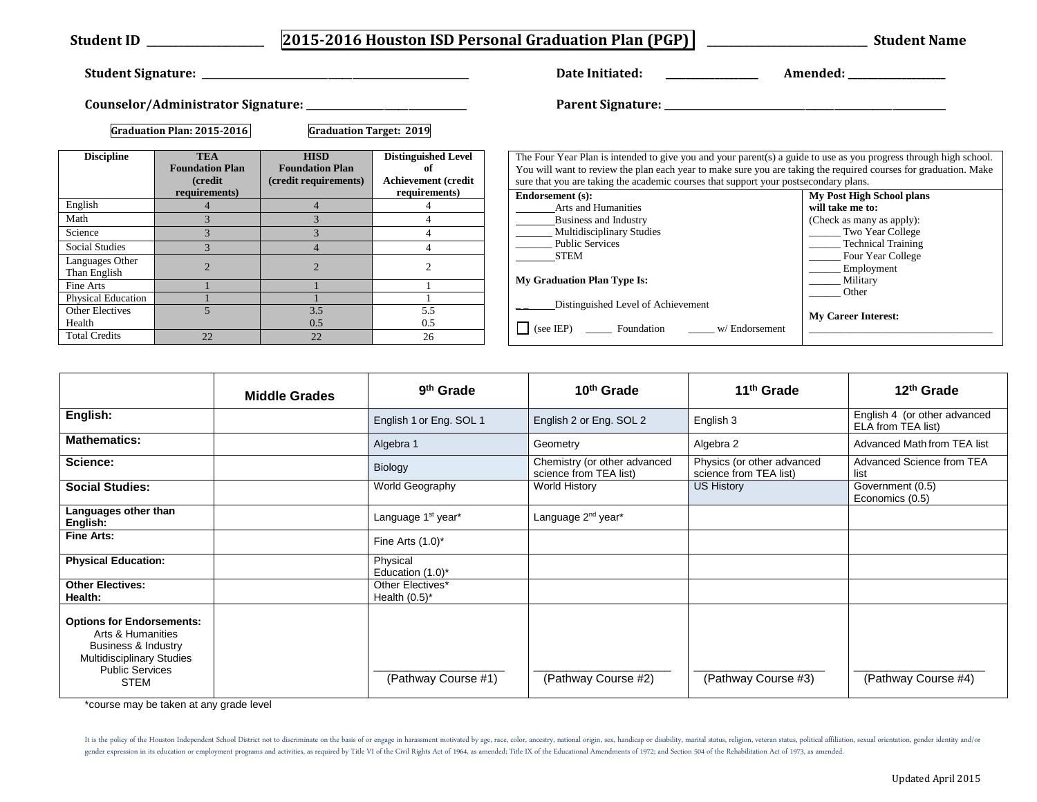**Student ID ____________________** **2015-2016 Houston ISD Personal Graduation Plan (PGP)** **____________________________ Student Name**

**Student Signature:** ____________________________________________________ **Date Initiated:** _________________ **Amended:** __________________

**Counselor/Administrator Signature:** _______________________________ **Parent Signature:** _____________________________________________________

**Graduation Plan: 2015-2016** **Graduation Target: 2019**

| Discipline | TEA Foundation Plan (credit requirements) | HISD Foundation Plan (credit requirements) | Distinguished Level of Achievement (credit requirements) |
|---|---|---|---|
| English | 4 | 4 | 4 |
| Math | 3 | 3 | 4 |
| Science | 3 | 3 | 4 |
| Social Studies | 3 | 4 | 4 |
| Languages Other Than English | 2 | 2 | 2 |
| Fine Arts | 1 | 1 | 1 |
| Physical Education | 1 | 1 | 1 |
| Other Electives<br>Health | 5 | 3.5<br>0.5 | 5.5<br>0.5 |
| Total Credits | 22 | 22 | 26 |

The Four Year Plan is intended to give you and your parent(s) a guide to use as you progress through high school. You will want to review the plan each year to make sure you are taking the required courses for graduation. Make sure that you are taking the academic courses that support your postsecondary plans.

**Endorsement (s):**
_______Arts and Humanities
_______Business and Industry
_______ Multidisciplinary Studies
_______ Public Services
_______STEM

**My Graduation Plan Type Is:**

_______Distinguished Level of Achievement

☐ (see IEP) _____ Foundation _____ w/ Endorsement

**My Post High School plans will take me to:**
(Check as many as apply):
______ Two Year College
______ Technical Training
______ Four Year College
______ Employment
______ Military
______ Other

**My Career Interest:**
___________________________________

| | Middle Grades | 9th Grade | 10th Grade | 11th Grade | 12th Grade |
|---|---|---|---|---|---|
| **English:** | | English 1 or Eng. SOL 1 | English 2 or Eng. SOL 2 | English 3 | English 4 (or other advanced ELA from TEA list) |
| **Mathematics:** | | Algebra 1 | Geometry | Algebra 2 | Advanced Math from TEA list |
| **Science:** | | Biology | Chemistry (or other advanced science from TEA list) | Physics (or other advanced science from TEA list) | Advanced Science from TEA list |
| **Social Studies:** | | World Geography | World History | US History | Government (0.5)<br>Economics (0.5) |
| **Languages other than English:** | | Language 1st year* | Language 2nd year* | | |
| **Fine Arts:** | | Fine Arts (1.0)* | | | |
| **Physical Education:** | | Physical Education (1.0)* | | | |
| **Other Electives:**<br>**Health:** | | Other Electives*<br>Health (0.5)* | | | |
| **Options for Endorsements:**<br>Arts & Humanities<br>Business & Industry<br>Multidisciplinary Studies<br>Public Services<br>STEM | | ____________________<br>(Pathway Course #1) | ____________________<br>(Pathway Course #2) | ____________________<br>(Pathway Course #3) | ____________________<br>(Pathway Course #4) |

*course may be taken at any grade level

It is the policy of the Houston Independent School District not to discriminate on the basis of or engage in harassment motivated by age, race, color, ancestry, national origin, sex, handicap or disability, marital status, religion, veteran status, political affiliation, sexual orientation, gender identity and/or gender expression in its education or employment programs and activities, as required by Title VI of the Civil Rights Act of 1964, as amended; Title IX of the Educational Amendments of 1972; and Section 504 of the Rehabilitation Act of 1973, as amended.

Updated April 2015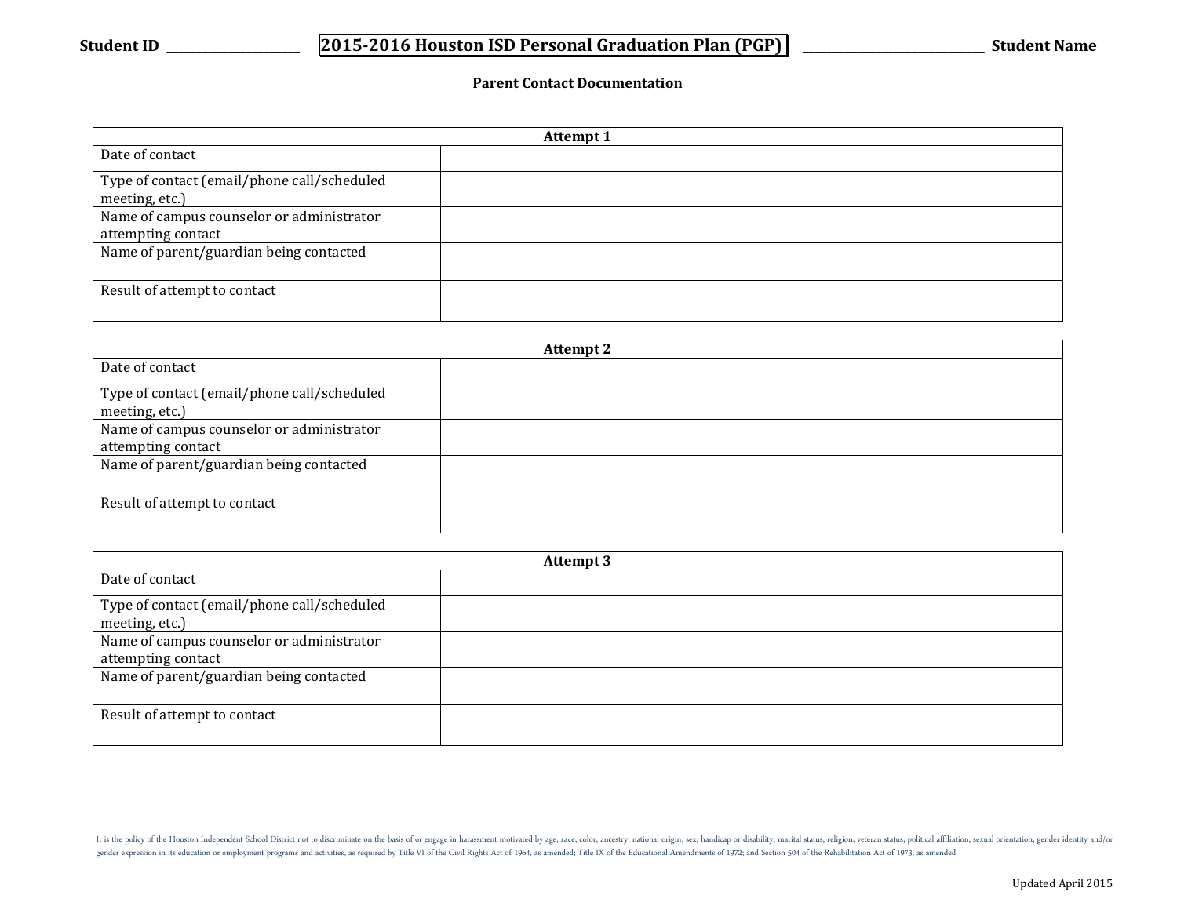Student ID ____________________ **2015-2016 Houston ISD Personal Graduation Plan (PGP)** ____________________________ Student Name

**Parent Contact Documentation**

| **Attempt 1** | |
|---|---|
| Date of contact | |
| Type of contact (email/phone call/scheduled meeting, etc.) | |
| Name of campus counselor or administrator attempting contact | |
| Name of parent/guardian being contacted | |
| Result of attempt to contact | |

| **Attempt 2** | |
|---|---|
| Date of contact | |
| Type of contact (email/phone call/scheduled meeting, etc.) | |
| Name of campus counselor or administrator attempting contact | |
| Name of parent/guardian being contacted | |
| Result of attempt to contact | |

| **Attempt 3** | |
|---|---|
| Date of contact | |
| Type of contact (email/phone call/scheduled meeting, etc.) | |
| Name of campus counselor or administrator attempting contact | |
| Name of parent/guardian being contacted | |
| Result of attempt to contact | |

It is the policy of the Houston Independent School District not to discriminate on the basis of or engage in harassment motivated by age, race, color, ancestry, national origin, sex, handicap or disability, marital status, religion, veteran status, political affiliation, sexual orientation, gender identity and/or gender expression in its education or employment programs and activities, as required by Title VI of the Civil Rights Act of 1964, as amended; Title IX of the Educational Amendments of 1972; and Section 504 of the Rehabilitation Act of 1973, as amended.

Updated April 2015